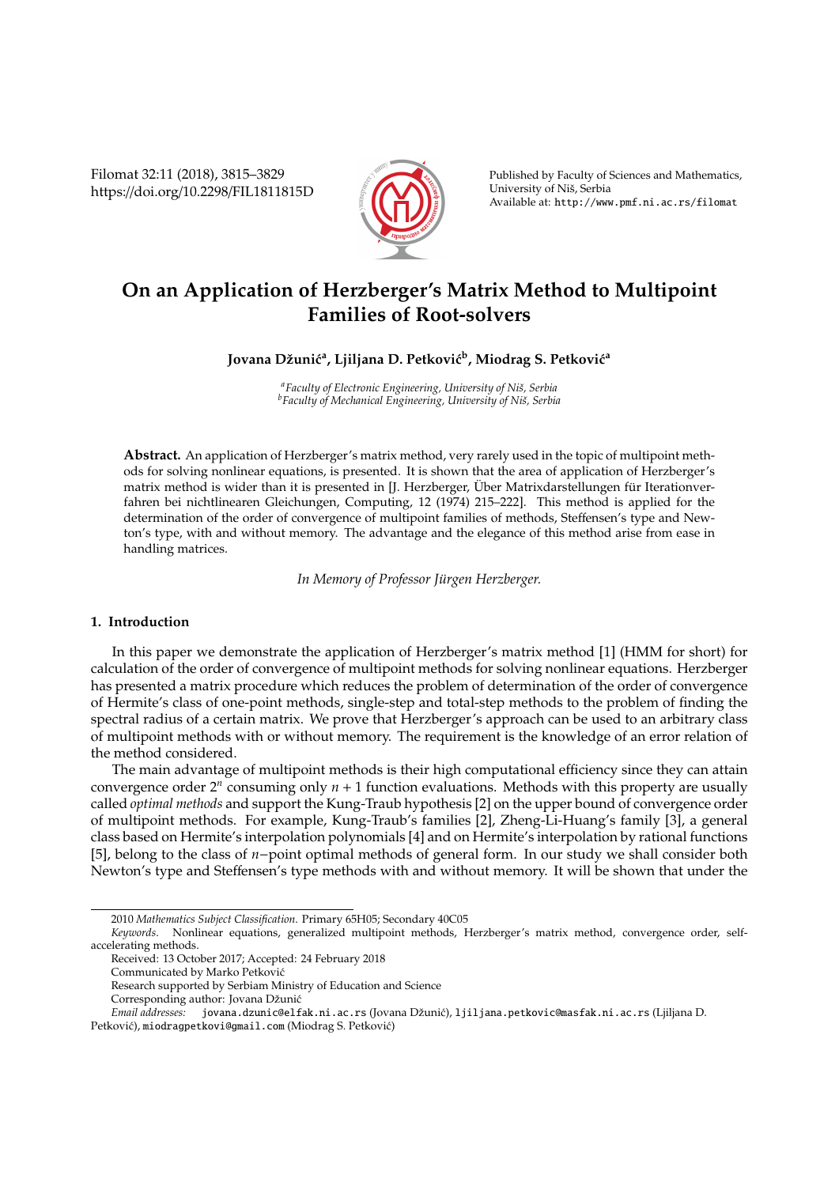# On an Application of Herzberger's Matrix Method to Multipoint Families of Root-solvers

**Jovana Džunić[a], Ljiljana D. Petković[b], Miodrag S. Petković[a]**

[a]*Faculty of Electronic Engineering, University of Niš, Serbia*
[b]*Faculty of Mechanical Engineering, University of Niš, Serbia*

**Abstract.** An application of Herzberger's matrix method, very rarely used in the topic of multipoint methods for solving nonlinear equations, is presented. It is shown that the area of application of Herzberger's matrix method is wider than it is presented in [J. Herzberger, Über Matrixdarstellungen für Iterationverfahren bei nichtlinearen Gleichungen, Computing, 12 (1974) 215–222]. This method is applied for the determination of the order of convergence of multipoint families of methods, Steffensen's type and Newton's type, with and without memory. The advantage and the elegance of this method arise from ease in handling matrices.

*In Memory of Professor Jürgen Herzberger.*

## 1. Introduction

In this paper we demonstrate the application of Herzberger's matrix method [1] (HMM for short) for calculation of the order of convergence of multipoint methods for solving nonlinear equations. Herzberger has presented a matrix procedure which reduces the problem of determination of the order of convergence of Hermite's class of one-point methods, single-step and total-step methods to the problem of finding the spectral radius of a certain matrix. We prove that Herzberger's approach can be used to an arbitrary class of multipoint methods with or without memory. The requirement is the knowledge of an error relation of the method considered.

The main advantage of multipoint methods is their high computational efficiency since they can attain convergence order $2^n$ consuming only $n+1$ function evaluations. Methods with this property are usually called *optimal methods* and support the Kung-Traub hypothesis [2] on the upper bound of convergence order of multipoint methods. For example, Kung-Traub's families [2], Zheng-Li-Huang's family [3], a general class based on Hermite's interpolation polynomials [4] and on Hermite's interpolation by rational functions [5], belong to the class of $n$−point optimal methods of general form. In our study we shall consider both Newton's type and Steffensen's type methods with and without memory. It will be shown that under the

---

2010 *Mathematics Subject Classification*. Primary 65H05; Secondary 40C05

*Keywords*. Nonlinear equations, generalized multipoint methods, Herzberger's matrix method, convergence order, self-accelerating methods.

Received: 13 October 2017; Accepted: 24 February 2018

Communicated by Marko Petković

Research supported by Serbiam Ministry of Education and Science

Corresponding author: Jovana Džunić

*Email addresses:* jovana.dzunic@elfak.ni.ac.rs (Jovana Džunić), ljiljana.petkovic@masfak.ni.ac.rs (Ljiljana D. Petković), miodragpetkovi@gmail.com (Miodrag S. Petković)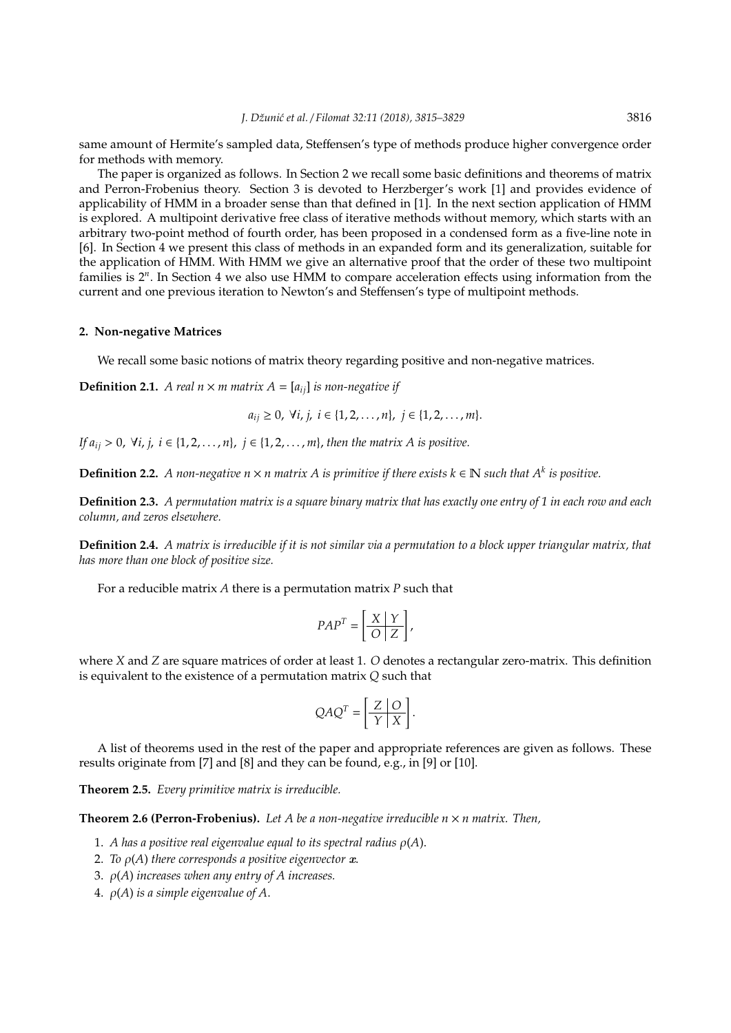same amount of Hermite's sampled data, Steffensen's type of methods produce higher convergence order for methods with memory.

The paper is organized as follows. In Section 2 we recall some basic definitions and theorems of matrix and Perron-Frobenius theory. Section 3 is devoted to Herzberger's work [1] and provides evidence of applicability of HMM in a broader sense than that defined in [1]. In the next section application of HMM is explored. A multipoint derivative free class of iterative methods without memory, which starts with an arbitrary two-point method of fourth order, has been proposed in a condensed form as a five-line note in [6]. In Section 4 we present this class of methods in an expanded form and its generalization, suitable for the application of HMM. With HMM we give an alternative proof that the order of these two multipoint families is $2^n$. In Section 4 we also use HMM to compare acceleration effects using information from the current and one previous iteration to Newton's and Steffensen's type of multipoint methods.

## 2. Non-negative Matrices

We recall some basic notions of matrix theory regarding positive and non-negative matrices.

**Definition 2.1.** *A real $n \times m$ matrix $A = [a_{ij}]$ is non-negative if*

$$a_{ij} \geq 0, \ \forall i, j, \ i \in \{1, 2, \dots, n\}, \ j \in \{1, 2, \dots, m\}.$$

*If $a_{ij} > 0$, $\forall i, j$, $i \in \{1, 2, \dots, n\}$, $j \in \{1, 2, \dots, m\}$, then the matrix $A$ is positive.*

**Definition 2.2.** *A non-negative $n \times n$ matrix $A$ is primitive if there exists $k \in \mathbb{N}$ such that $A^k$ is positive.*

**Definition 2.3.** *A permutation matrix is a square binary matrix that has exactly one entry of 1 in each row and each column, and zeros elsewhere.*

**Definition 2.4.** *A matrix is irreducible if it is not similar via a permutation to a block upper triangular matrix, that has more than one block of positive size.*

For a reducible matrix $A$ there is a permutation matrix $P$ such that

$$PAP^T = \left[ \begin{array}{c|c} X & Y \\ \hline O & Z \end{array} \right],$$

where $X$ and $Z$ are square matrices of order at least 1. $O$ denotes a rectangular zero-matrix. This definition is equivalent to the existence of a permutation matrix $Q$ such that

$$QAQ^T = \left[ \begin{array}{c|c} Z & O \\ \hline Y & X \end{array} \right].$$

A list of theorems used in the rest of the paper and appropriate references are given as follows. These results originate from [7] and [8] and they can be found, e.g., in [9] or [10].

**Theorem 2.5.** *Every primitive matrix is irreducible.*

**Theorem 2.6 (Perron-Frobenius).** *Let $A$ be a non-negative irreducible $n \times n$ matrix. Then,*

1. *$A$ has a positive real eigenvalue equal to its spectral radius $\rho(A)$.*
2. *To $\rho(A)$ there corresponds a positive eigenvector $\boldsymbol{x}$.*
3. *$\rho(A)$ increases when any entry of $A$ increases.*
4. *$\rho(A)$ is a simple eigenvalue of $A$.*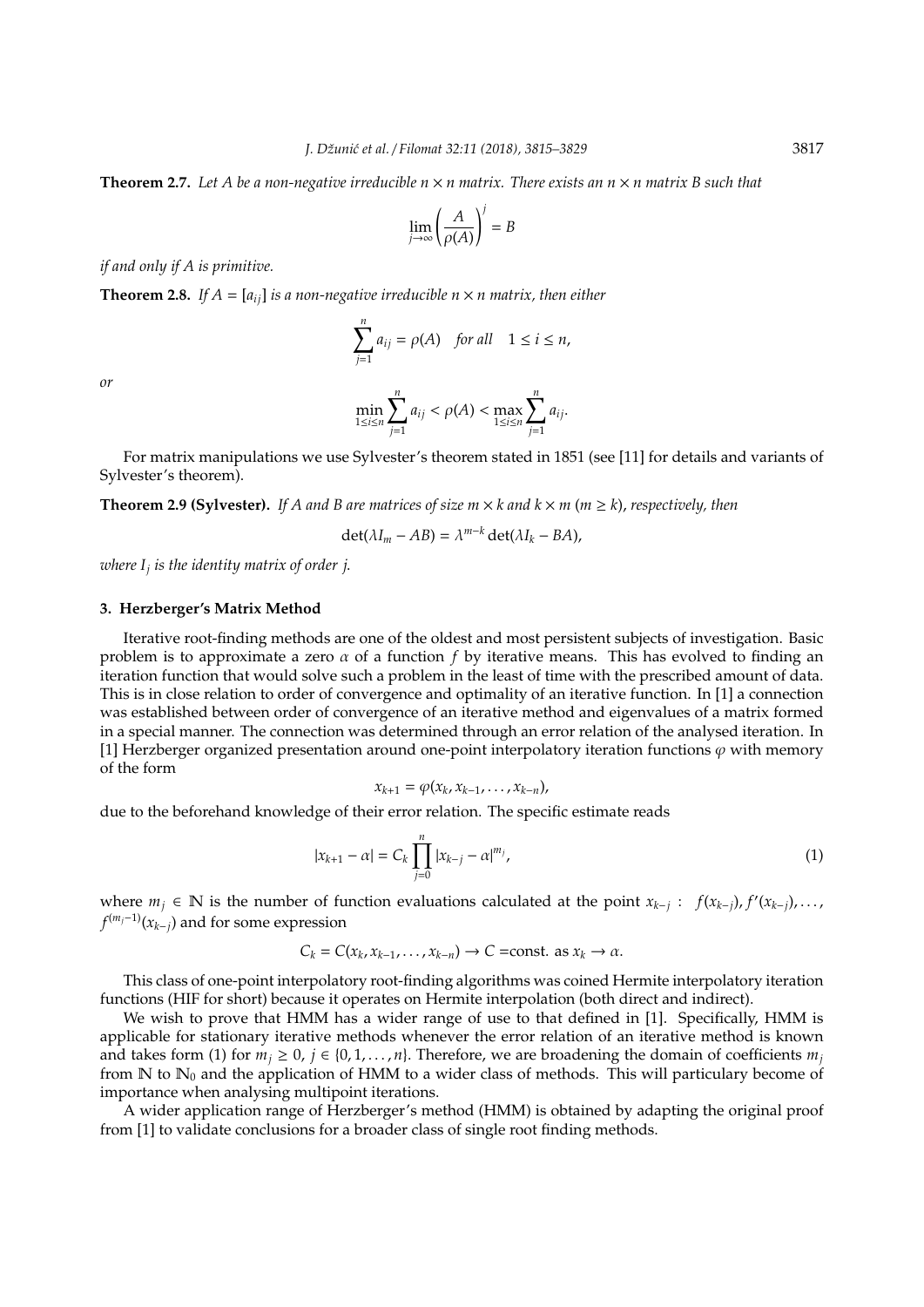**Theorem 2.7.** *Let $A$ be a non-negative irreducible $n \times n$ matrix. There exists an $n \times n$ matrix $B$ such that*

$$\lim_{j\to\infty}\left(\frac{A}{\rho(A)}\right)^j = B$$

*if and only if $A$ is primitive.*

**Theorem 2.8.** *If $A = [a_{ij}]$ is a non-negative irreducible $n \times n$ matrix, then either*

$$\sum_{j=1}^{n} a_{ij} = \rho(A) \quad \textit{for all} \quad 1 \le i \le n,$$

*or*

$$\min_{1\le i\le n}\sum_{j=1}^{n} a_{ij} < \rho(A) < \max_{1\le i\le n}\sum_{j=1}^{n} a_{ij}.$$

For matrix manipulations we use Sylvester's theorem stated in 1851 (see [11] for details and variants of Sylvester's theorem).

**Theorem 2.9 (Sylvester).** *If $A$ and $B$ are matrices of size $m \times k$ and $k \times m$ ($m \ge k$), respectively, then*

$$\det(\lambda I_m - AB) = \lambda^{m-k}\det(\lambda I_k - BA),$$

*where $I_j$ is the identity matrix of order $j$.*

## 3. Herzberger's Matrix Method

Iterative root-finding methods are one of the oldest and most persistent subjects of investigation. Basic problem is to approximate a zero $\alpha$ of a function $f$ by iterative means. This has evolved to finding an iteration function that would solve such a problem in the least of time with the prescribed amount of data. This is in close relation to order of convergence and optimality of an iterative function. In [1] a connection was established between order of convergence of an iterative method and eigenvalues of a matrix formed in a special manner. The connection was determined through an error relation of the analysed iteration. In [1] Herzberger organized presentation around one-point interpolatory iteration functions $\varphi$ with memory of the form

$$x_{k+1} = \varphi(x_k, x_{k-1}, \dots, x_{k-n}),$$

due to the beforehand knowledge of their error relation. The specific estimate reads

$$|x_{k+1} - \alpha| = C_k \prod_{j=0}^{n} |x_{k-j} - \alpha|^{m_j}, \tag{1}$$

where $m_j \in \mathbb{N}$ is the number of function evaluations calculated at the point $x_{k-j}$ : $f(x_{k-j}), f'(x_{k-j}), \dots, f^{(m_j-1)}(x_{k-j})$ and for some expression

$$C_k = C(x_k, x_{k-1}, \dots, x_{k-n}) \to C = \text{const. as } x_k \to \alpha.$$

This class of one-point interpolatory root-finding algorithms was coined Hermite interpolatory iteration functions (HIF for short) because it operates on Hermite interpolation (both direct and indirect).

We wish to prove that HMM has a wider range of use to that defined in [1]. Specifically, HMM is applicable for stationary iterative methods whenever the error relation of an iterative method is known and takes form (1) for $m_j \ge 0$, $j \in \{0, 1, \dots, n\}$. Therefore, we are broadening the domain of coefficients $m_j$ from $\mathbb{N}$ to $\mathbb{N}_0$ and the application of HMM to a wider class of methods. This will particulary become of importance when analysing multipoint iterations.

A wider application range of Herzberger's method (HMM) is obtained by adapting the original proof from [1] to validate conclusions for a broader class of single root finding methods.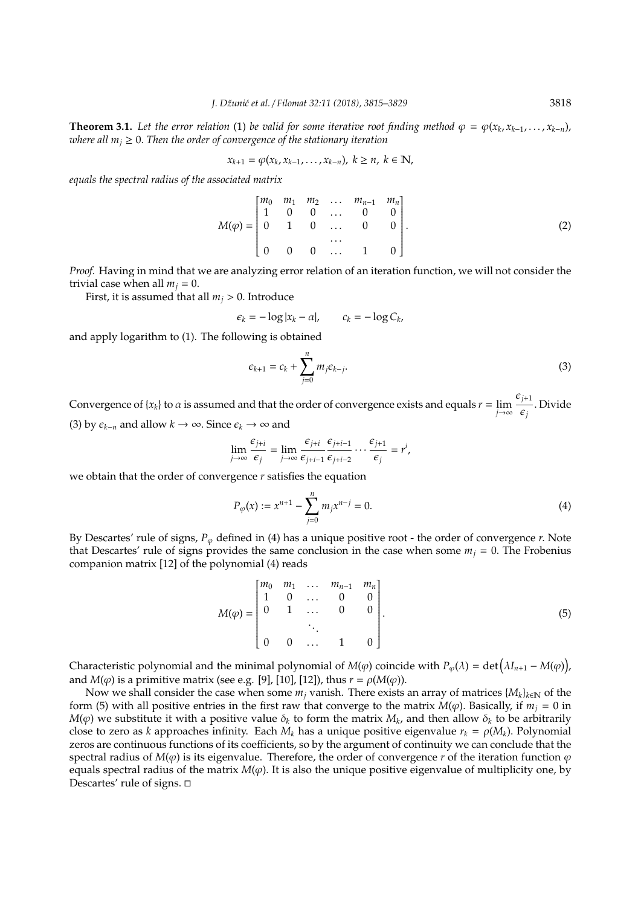**Theorem 3.1.** *Let the error relation* (1) *be valid for some iterative root finding method* $\varphi = \varphi(x_k, x_{k-1}, \ldots, x_{k-n})$, *where all* $m_j \geq 0$. *Then the order of convergence of the stationary iteration*

$$x_{k+1} = \varphi(x_k, x_{k-1}, \ldots, x_{k-n}),\ k \geq n,\ k \in \mathbb{N},$$

*equals the spectral radius of the associated matrix*

$$M(\varphi) = \begin{bmatrix} m_0 & m_1 & m_2 & \ldots & m_{n-1} & m_n \\ 1 & 0 & 0 & \ldots & 0 & 0 \\ 0 & 1 & 0 & \ldots & 0 & 0 \\ & & & \ldots & & \\ 0 & 0 & 0 & \ldots & 1 & 0 \end{bmatrix}. \tag{2}$$

*Proof.* Having in mind that we are analyzing error relation of an iteration function, we will not consider the trivial case when all $m_j = 0$.

First, it is assumed that all $m_j > 0$. Introduce

$$\epsilon_k = -\log |x_k - \alpha|, \qquad c_k = -\log C_k,$$

and apply logarithm to (1). The following is obtained

$$\epsilon_{k+1} = c_k + \sum_{j=0}^{n} m_j \epsilon_{k-j}. \tag{3}$$

Convergence of $\{x_k\}$ to $\alpha$ is assumed and that the order of convergence exists and equals $r = \lim\limits_{j\to\infty} \dfrac{\epsilon_{j+1}}{\epsilon_j}$. Divide (3) by $\epsilon_{k-n}$ and allow $k \to \infty$. Since $\epsilon_k \to \infty$ and

$$\lim_{j\to\infty} \frac{\epsilon_{j+i}}{\epsilon_j} = \lim_{j\to\infty} \frac{\epsilon_{j+i}}{\epsilon_{j+i-1}} \frac{\epsilon_{j+i-1}}{\epsilon_{j+i-2}} \cdots \frac{\epsilon_{j+1}}{\epsilon_j} = r^i,$$

we obtain that the order of convergence $r$ satisfies the equation

$$P_\varphi(x) := x^{n+1} - \sum_{j=0}^{n} m_j x^{n-j} = 0. \tag{4}$$

By Descartes' rule of signs, $P_\varphi$ defined in (4) has a unique positive root - the order of convergence $r$. Note that Descartes' rule of signs provides the same conclusion in the case when some $m_j = 0$. The Frobenius companion matrix [12] of the polynomial (4) reads

$$M(\varphi) = \begin{bmatrix} m_0 & m_1 & \ldots & m_{n-1} & m_n \\ 1 & 0 & \ldots & 0 & 0 \\ 0 & 1 & \ldots & 0 & 0 \\ & & \ddots & & \\ 0 & 0 & \ldots & 1 & 0 \end{bmatrix}. \tag{5}$$

Characteristic polynomial and the minimal polynomial of $M(\varphi)$ coincide with $P_\varphi(\lambda) = \det\big(\lambda I_{n+1} - M(\varphi)\big)$, and $M(\varphi)$ is a primitive matrix (see e.g. [9], [10], [12]), thus $r = \rho(M(\varphi))$.

Now we shall consider the case when some $m_j$ vanish. There exists an array of matrices $\{M_k\}_{k\in\mathbb{N}}$ of the form (5) with all positive entries in the first raw that converge to the matrix $M(\varphi)$. Basically, if $m_j = 0$ in $M(\varphi)$ we substitute it with a positive value $\delta_k$ to form the matrix $M_k$, and then allow $\delta_k$ to be arbitrarily close to zero as $k$ approaches infinity. Each $M_k$ has a unique positive eigenvalue $r_k = \rho(M_k)$. Polynomial zeros are continuous functions of its coefficients, so by the argument of continuity we can conclude that the spectral radius of $M(\varphi)$ is its eigenvalue. Therefore, the order of convergence $r$ of the iteration function $\varphi$ equals spectral radius of the matrix $M(\varphi)$. It is also the unique positive eigenvalue of multiplicity one, by Descartes' rule of signs. □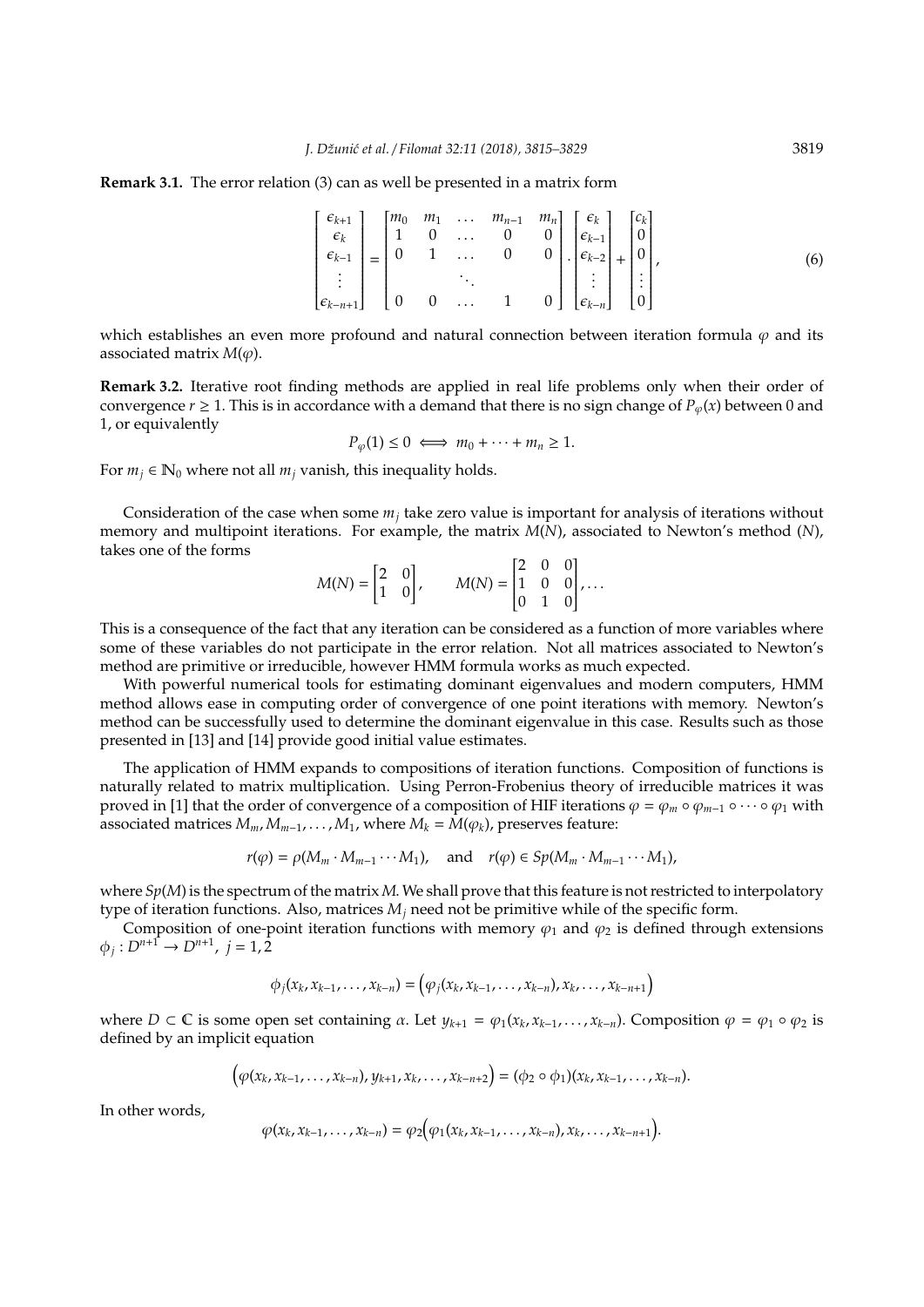**Remark 3.1.** The error relation (3) can as well be presented in a matrix form

$$\begin{bmatrix} \epsilon_{k+1} \\ \epsilon_k \\ \epsilon_{k-1} \\ \vdots \\ \epsilon_{k-n+1} \end{bmatrix} = \begin{bmatrix} m_0 & m_1 & \dots & m_{n-1} & m_n \\ 1 & 0 & \dots & 0 & 0 \\ 0 & 1 & \dots & 0 & 0 \\ & & \ddots & & \\ 0 & 0 & \dots & 1 & 0 \end{bmatrix} \cdot \begin{bmatrix} \epsilon_k \\ \epsilon_{k-1} \\ \epsilon_{k-2} \\ \vdots \\ \epsilon_{k-n} \end{bmatrix} + \begin{bmatrix} c_k \\ 0 \\ 0 \\ \vdots \\ 0 \end{bmatrix}, \tag{6}$$

which establishes an even more profound and natural connection between iteration formula $\varphi$ and its associated matrix $M(\varphi)$.

**Remark 3.2.** Iterative root finding methods are applied in real life problems only when their order of convergence $r \geq 1$. This is in accordance with a demand that there is no sign change of $P_\varphi(x)$ between 0 and 1, or equivalently

$$P_\varphi(1) \leq 0 \iff m_0 + \cdots + m_n \geq 1.$$

For $m_j \in \mathbb{N}_0$ where not all $m_j$ vanish, this inequality holds.

Consideration of the case when some $m_j$ take zero value is important for analysis of iterations without memory and multipoint iterations. For example, the matrix $M(N)$, associated to Newton's method $(N)$, takes one of the forms

$$M(N) = \begin{bmatrix} 2 & 0 \\ 1 & 0 \end{bmatrix}, \qquad M(N) = \begin{bmatrix} 2 & 0 & 0 \\ 1 & 0 & 0 \\ 0 & 1 & 0 \end{bmatrix}, \dots$$

This is a consequence of the fact that any iteration can be considered as a function of more variables where some of these variables do not participate in the error relation. Not all matrices associated to Newton's method are primitive or irreducible, however HMM formula works as much expected.

With powerful numerical tools for estimating dominant eigenvalues and modern computers, HMM method allows ease in computing order of convergence of one point iterations with memory. Newton's method can be successfully used to determine the dominant eigenvalue in this case. Results such as those presented in [13] and [14] provide good initial value estimates.

The application of HMM expands to compositions of iteration functions. Composition of functions is naturally related to matrix multiplication. Using Perron-Frobenius theory of irreducible matrices it was proved in [1] that the order of convergence of a composition of HIF iterations $\varphi = \varphi_m \circ \varphi_{m-1} \circ \cdots \circ \varphi_1$ with associated matrices $M_m, M_{m-1}, \dots, M_1$, where $M_k = M(\varphi_k)$, preserves feature:

$$r(\varphi) = \rho(M_m \cdot M_{m-1} \cdots M_1), \quad \text{and} \quad r(\varphi) \in Sp(M_m \cdot M_{m-1} \cdots M_1),$$

where $Sp(M)$ is the spectrum of the matrix $M$. We shall prove that this feature is not restricted to interpolatory type of iteration functions. Also, matrices $M_j$ need not be primitive while of the specific form.

Composition of one-point iteration functions with memory $\varphi_1$ and $\varphi_2$ is defined through extensions $\phi_j : D^{n+1} \to D^{n+1}$, $j = 1, 2$

$$\phi_j(x_k, x_{k-1}, \dots, x_{k-n}) = \Big(\varphi_j(x_k, x_{k-1}, \dots, x_{k-n}), x_k, \dots, x_{k-n+1}\Big)$$

where $D \subset \mathbb{C}$ is some open set containing $\alpha$. Let $y_{k+1} = \varphi_1(x_k, x_{k-1}, \dots, x_{k-n})$. Composition $\varphi = \varphi_1 \circ \varphi_2$ is defined by an implicit equation

$$\Big(\varphi(x_k, x_{k-1}, \dots, x_{k-n}), y_{k+1}, x_k, \dots, x_{k-n+2}\Big) = (\phi_2 \circ \phi_1)(x_k, x_{k-1}, \dots, x_{k-n}).$$

In other words,

$$\varphi(x_k, x_{k-1}, \dots, x_{k-n}) = \varphi_2\Big(\varphi_1(x_k, x_{k-1}, \dots, x_{k-n}), x_k, \dots, x_{k-n+1}\Big).$$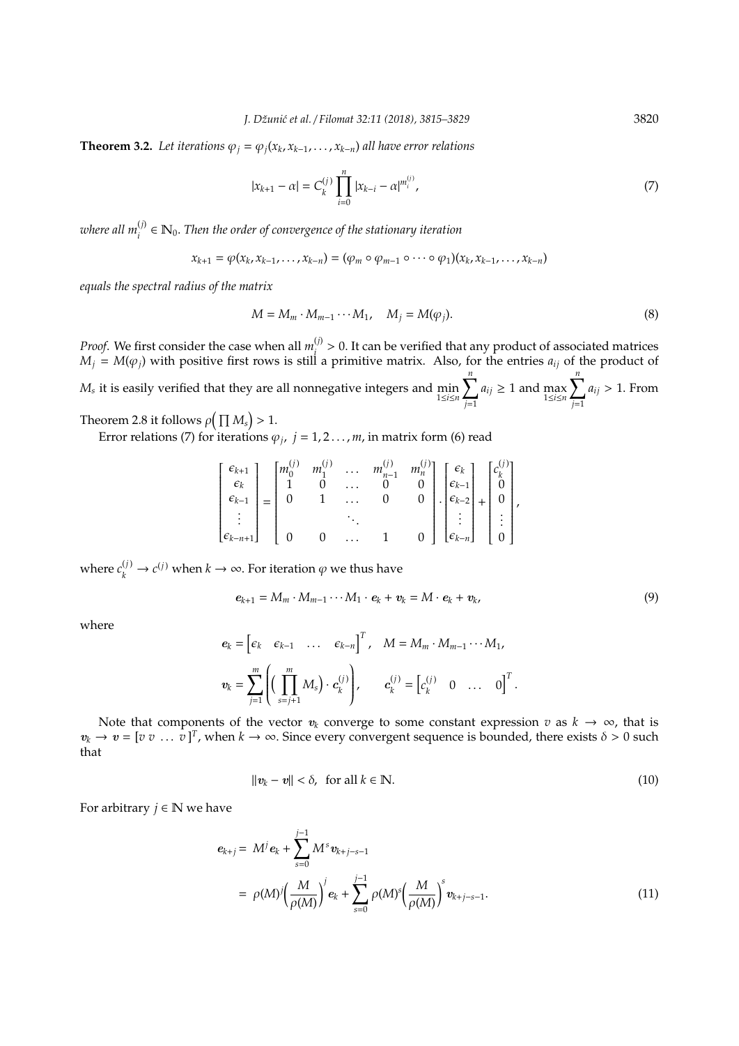**Theorem 3.2.** *Let iterations $\varphi_j = \varphi_j(x_k, x_{k-1}, \dots, x_{k-n})$ all have error relations*

$$|x_{k+1} - \alpha| = C_k^{(j)} \prod_{i=0}^{n} |x_{k-i} - \alpha|^{m_i^{(j)}}, \tag{7}$$

*where all $m_i^{(j)} \in \mathbb{N}_0$. Then the order of convergence of the stationary iteration*

$$x_{k+1} = \varphi(x_k, x_{k-1}, \dots, x_{k-n}) = (\varphi_m \circ \varphi_{m-1} \circ \dots \circ \varphi_1)(x_k, x_{k-1}, \dots, x_{k-n})$$

*equals the spectral radius of the matrix*

$$M = M_m \cdot M_{m-1} \cdots M_1, \quad M_j = M(\varphi_j). \tag{8}$$

*Proof.* We first consider the case when all $m_i^{(j)} > 0$. It can be verified that any product of associated matrices $M_j = M(\varphi_j)$ with positive first rows is still a primitive matrix. Also, for the entries $a_{ij}$ of the product of $M_s$ it is easily verified that they are all nonnegative integers and $\min\limits_{1 \le i \le n} \sum\limits_{j=1}^{n} a_{ij} \ge 1$ and $\max\limits_{1 \le i \le n} \sum\limits_{j=1}^{n} a_{ij} > 1$. From Theorem 2.8 it follows $\rho\Big(\prod M_s\Big) > 1$.

Error relations (7) for iterations $\varphi_j$, $j = 1, 2 \dots, m$, in matrix form (6) read

$$\begin{bmatrix} \epsilon_{k+1} \\ \epsilon_k \\ \epsilon_{k-1} \\ \vdots \\ \epsilon_{k-n+1} \end{bmatrix} = \begin{bmatrix} m_0^{(j)} & m_1^{(j)} & \dots & m_{n-1}^{(j)} & m_n^{(j)} \\ 1 & 0 & \dots & 0 & 0 \\ 0 & 1 & \dots & 0 & 0 \\ & & \ddots & & \\ 0 & 0 & \dots & 1 & 0 \end{bmatrix} \cdot \begin{bmatrix} \epsilon_k \\ \epsilon_{k-1} \\ \epsilon_{k-2} \\ \vdots \\ \epsilon_{k-n} \end{bmatrix} + \begin{bmatrix} c_k^{(j)} \\ 0 \\ 0 \\ \vdots \\ 0 \end{bmatrix},$$

where $c_k^{(j)} \to c^{(j)}$ when $k \to \infty$. For iteration $\varphi$ we thus have

$$\boldsymbol{e}_{k+1} = M_m \cdot M_{m-1} \cdots M_1 \cdot \boldsymbol{e}_k + \boldsymbol{v}_k = M \cdot \boldsymbol{e}_k + \boldsymbol{v}_k, \tag{9}$$

where

$$\boldsymbol{e}_k = \begin{bmatrix} \epsilon_k & \epsilon_{k-1} & \dots & \epsilon_{k-n} \end{bmatrix}^T, \quad M = M_m \cdot M_{m-1} \cdots M_1,$$

$$\boldsymbol{v}_k = \sum_{j=1}^{m} \left( \Big( \prod_{s=j+1}^{m} M_s \Big) \cdot \boldsymbol{c}_k^{(j)} \right), \qquad \boldsymbol{c}_k^{(j)} = \begin{bmatrix} c_k^{(j)} & 0 & \dots & 0 \end{bmatrix}^T.$$

Note that components of the vector $\boldsymbol{v}_k$ converge to some constant expression $v$ as $k \to \infty$, that is $\boldsymbol{v}_k \to \boldsymbol{v} = [v \; v \; \dots \; v]^T$, when $k \to \infty$. Since every convergent sequence is bounded, there exists $\delta > 0$ such that

$$\|\boldsymbol{v}_k - \boldsymbol{v}\| < \delta, \quad \text{for all } k \in \mathbb{N}. \tag{10}$$

For arbitrary $j \in \mathbb{N}$ we have

$$\begin{aligned} \boldsymbol{e}_{k+j} &= M^j \boldsymbol{e}_k + \sum_{s=0}^{j-1} M^s \boldsymbol{v}_{k+j-s-1} \\ &= \rho(M)^j \Big( \frac{M}{\rho(M)} \Big)^j \boldsymbol{e}_k + \sum_{s=0}^{j-1} \rho(M)^s \Big( \frac{M}{\rho(M)} \Big)^s \boldsymbol{v}_{k+j-s-1}. \end{aligned} \tag{11}$$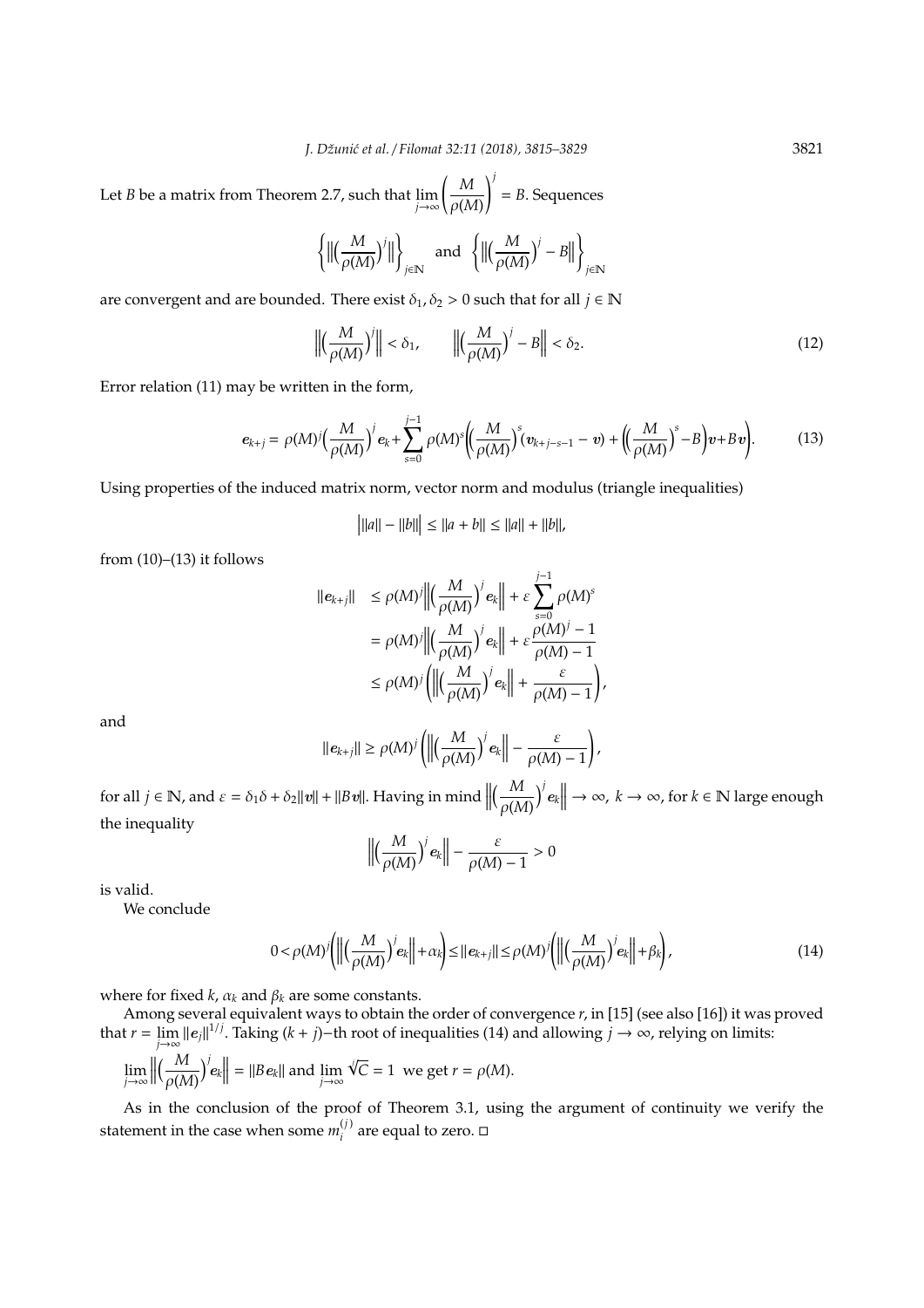Let $B$ be a matrix from Theorem 2.7, such that $\lim_{j\to\infty}\left(\frac{M}{\rho(M)}\right)^j = B$. Sequences

$$\left\{\left\|\left(\frac{M}{\rho(M)}\right)^j\right\|\right\}_{j\in\mathbb{N}} \quad \text{and} \quad \left\{\left\|\left(\frac{M}{\rho(M)}\right)^j - B\right\|\right\}_{j\in\mathbb{N}}$$

are convergent and are bounded. There exist $\delta_1, \delta_2 > 0$ such that for all $j \in \mathbb{N}$

$$\left\|\left(\frac{M}{\rho(M)}\right)^j\right\| < \delta_1, \qquad \left\|\left(\frac{M}{\rho(M)}\right)^j - B\right\| < \delta_2. \tag{12}$$

Error relation (11) may be written in the form,

$$\boldsymbol{e}_{k+j} = \rho(M)^j\left(\frac{M}{\rho(M)}\right)^j \boldsymbol{e}_k + \sum_{s=0}^{j-1}\rho(M)^s\left(\left(\frac{M}{\rho(M)}\right)^s(\boldsymbol{v}_{k+j-s-1} - \boldsymbol{v}) + \left(\left(\frac{M}{\rho(M)}\right)^s - B\right)\boldsymbol{v} + B\boldsymbol{v}\right). \tag{13}$$

Using properties of the induced matrix norm, vector norm and modulus (triangle inequalities)

$$\Big|\|a\| - \|b\|\Big| \le \|a+b\| \le \|a\| + \|b\|,$$

from (10)–(13) it follows

$$\begin{aligned}
\|\boldsymbol{e}_{k+j}\| &\le \rho(M)^j\left\|\left(\frac{M}{\rho(M)}\right)^j \boldsymbol{e}_k\right\| + \varepsilon\sum_{s=0}^{j-1}\rho(M)^s \\
&= \rho(M)^j\left\|\left(\frac{M}{\rho(M)}\right)^j \boldsymbol{e}_k\right\| + \varepsilon\frac{\rho(M)^j - 1}{\rho(M) - 1} \\
&\le \rho(M)^j\left(\left\|\left(\frac{M}{\rho(M)}\right)^j \boldsymbol{e}_k\right\| + \frac{\varepsilon}{\rho(M) - 1}\right),
\end{aligned}$$

and

$$\|\boldsymbol{e}_{k+j}\| \ge \rho(M)^j\left(\left\|\left(\frac{M}{\rho(M)}\right)^j \boldsymbol{e}_k\right\| - \frac{\varepsilon}{\rho(M) - 1}\right),$$

for all $j \in \mathbb{N}$, and $\varepsilon = \delta_1\delta + \delta_2\|\boldsymbol{v}\| + \|B\boldsymbol{v}\|$. Having in mind $\left\|\left(\frac{M}{\rho(M)}\right)^j \boldsymbol{e}_k\right\| \to \infty$, $k \to \infty$, for $k \in \mathbb{N}$ large enough the inequality

$$\left\|\left(\frac{M}{\rho(M)}\right)^j \boldsymbol{e}_k\right\| - \frac{\varepsilon}{\rho(M) - 1} > 0$$

is valid.

We conclude

$$0 < \rho(M)^j\left(\left\|\left(\frac{M}{\rho(M)}\right)^j \boldsymbol{e}_k\right\| + \alpha_k\right) \le \|\boldsymbol{e}_{k+j}\| \le \rho(M)^j\left(\left\|\left(\frac{M}{\rho(M)}\right)^j \boldsymbol{e}_k\right\| + \beta_k\right), \tag{14}$$

where for fixed $k$, $\alpha_k$ and $\beta_k$ are some constants.

Among several equivalent ways to obtain the order of convergence $r$, in [15] (see also [16]) it was proved that $r = \lim_{j\to\infty}\|\boldsymbol{e}_j\|^{1/j}$. Taking $(k+j)$–th root of inequalities (14) and allowing $j \to \infty$, relying on limits:

$\lim_{j\to\infty}\left\|\left(\frac{M}{\rho(M)}\right)^j \boldsymbol{e}_k\right\| = \|B\boldsymbol{e}_k\|$ and $\lim_{j\to\infty}\sqrt[j]{C} = 1$ we get $r = \rho(M)$.

As in the conclusion of the proof of Theorem 3.1, using the argument of continuity we verify the statement in the case when some $m_i^{(j)}$ are equal to zero. □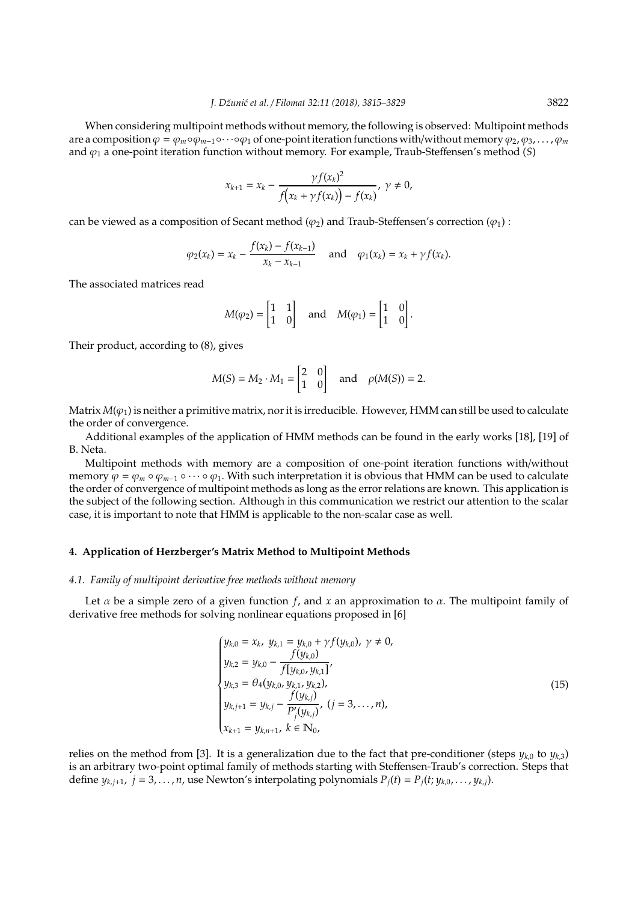When considering multipoint methods without memory, the following is observed: Multipoint methods are a composition $\varphi = \varphi_m \circ \varphi_{m-1} \circ \cdots \circ \varphi_1$ of one-point iteration functions with/without memory $\varphi_2, \varphi_3, \ldots, \varphi_m$ and $\varphi_1$ a one-point iteration function without memory. For example, Traub-Steffensen's method ($S$)

$$x_{k+1} = x_k - \frac{\gamma f(x_k)^2}{f\big(x_k + \gamma f(x_k)\big) - f(x_k)}, \ \gamma \neq 0,$$

can be viewed as a composition of Secant method ($\varphi_2$) and Traub-Steffensen's correction ($\varphi_1$) :

$$\varphi_2(x_k) = x_k - \frac{f(x_k) - f(x_{k-1})}{x_k - x_{k-1}} \quad \text{and} \quad \varphi_1(x_k) = x_k + \gamma f(x_k).$$

The associated matrices read

$$M(\varphi_2) = \begin{bmatrix} 1 & 1 \\ 1 & 0 \end{bmatrix} \quad \text{and} \quad M(\varphi_1) = \begin{bmatrix} 1 & 0 \\ 1 & 0 \end{bmatrix}.$$

Their product, according to (8), gives

$$M(S) = M_2 \cdot M_1 = \begin{bmatrix} 2 & 0 \\ 1 & 0 \end{bmatrix} \quad \text{and} \quad \rho(M(S)) = 2.$$

Matrix $M(\varphi_1)$ is neither a primitive matrix, nor it is irreducible. However, HMM can still be used to calculate the order of convergence.

Additional examples of the application of HMM methods can be found in the early works [18], [19] of B. Neta.

Multipoint methods with memory are a composition of one-point iteration functions with/without memory $\varphi = \varphi_m \circ \varphi_{m-1} \circ \cdots \circ \varphi_1$. With such interpretation it is obvious that HMM can be used to calculate the order of convergence of multipoint methods as long as the error relations are known. This application is the subject of the following section. Although in this communication we restrict our attention to the scalar case, it is important to note that HMM is applicable to the non-scalar case as well.

## 4. Application of Herzberger's Matrix Method to Multipoint Methods

### 4.1. *Family of multipoint derivative free methods without memory*

Let $\alpha$ be a simple zero of a given function $f$, and $x$ an approximation to $\alpha$. The multipoint family of derivative free methods for solving nonlinear equations proposed in [6]

$$\begin{cases} y_{k,0} = x_k, \ y_{k,1} = y_{k,0} + \gamma f(y_{k,0}), \ \gamma \neq 0, \\ y_{k,2} = y_{k,0} - \dfrac{f(y_{k,0})}{f[y_{k,0}, y_{k,1}]}, \\ y_{k,3} = \theta_4(y_{k,0}, y_{k,1}, y_{k,2}), \\ y_{k,j+1} = y_{k,j} - \dfrac{f(y_{k,j})}{P_j'(y_{k,j})}, \ (j = 3, \ldots, n), \\ x_{k+1} = y_{k,n+1}, \ k \in \mathbb{N}_0, \end{cases} \tag{15}$$

relies on the method from [3]. It is a generalization due to the fact that pre-conditioner (steps $y_{k,0}$ to $y_{k,3}$) is an arbitrary two-point optimal family of methods starting with Steffensen-Traub's correction. Steps that define $y_{k,j+1}$, $j = 3, \ldots, n$, use Newton's interpolating polynomials $P_j(t) = P_j(t; y_{k,0}, \ldots, y_{k,j})$.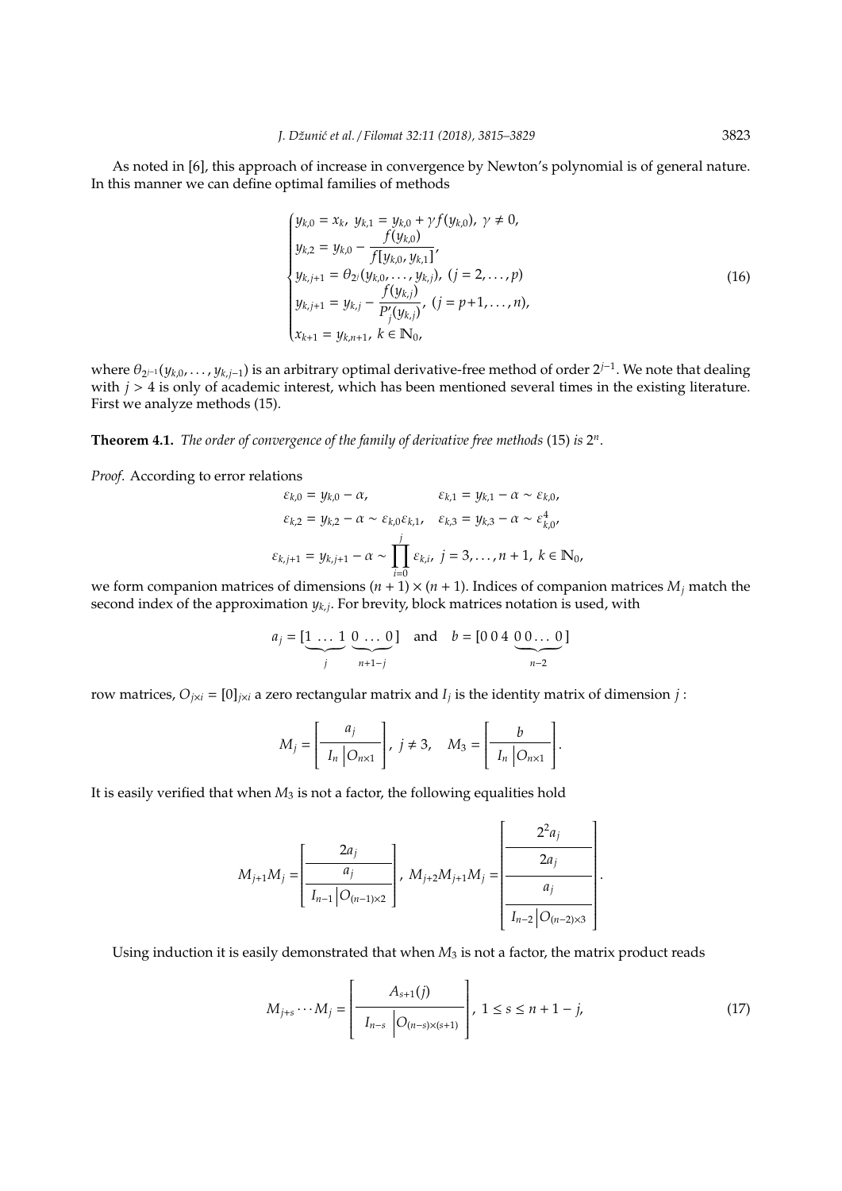As noted in [6], this approach of increase in convergence by Newton's polynomial is of general nature. In this manner we can define optimal families of methods

$$
\begin{cases}
y_{k,0} = x_k,\ y_{k,1} = y_{k,0} + \gamma f(y_{k,0}),\ \gamma \neq 0, \\
y_{k,2} = y_{k,0} - \dfrac{f(y_{k,0})}{f[y_{k,0}, y_{k,1}]}, \\
y_{k,j+1} = \theta_{2^j}(y_{k,0}, \ldots, y_{k,j}),\ (j = 2, \ldots, p) \\
y_{k,j+1} = y_{k,j} - \dfrac{f(y_{k,j})}{P'_j(y_{k,j})},\ (j = p{+}1, \ldots, n), \\
x_{k+1} = y_{k,n+1},\ k \in \mathbb{N}_0,
\end{cases}
\tag{16}
$$

where $\theta_{2^{j-1}}(y_{k,0}, \ldots, y_{k,j-1})$ is an arbitrary optimal derivative-free method of order $2^{j-1}$. We note that dealing with $j > 4$ is only of academic interest, which has been mentioned several times in the existing literature. First we analyze methods (15).

**Theorem 4.1.** *The order of convergence of the family of derivative free methods* (15) *is* $2^n$.

*Proof*. According to error relations

$$
\begin{aligned}
\varepsilon_{k,0} &= y_{k,0} - \alpha, & \varepsilon_{k,1} &= y_{k,1} - \alpha \sim \varepsilon_{k,0}, \\
\varepsilon_{k,2} &= y_{k,2} - \alpha \sim \varepsilon_{k,0}\varepsilon_{k,1}, & \varepsilon_{k,3} &= y_{k,3} - \alpha \sim \varepsilon_{k,0}^4,
\end{aligned}
$$

$$
\varepsilon_{k,j+1} = y_{k,j+1} - \alpha \sim \prod_{i=0}^{j} \varepsilon_{k,i},\ j = 3, \ldots, n+1,\ k \in \mathbb{N}_0,
$$

we form companion matrices of dimensions $(n + 1) \times (n + 1)$. Indices of companion matrices $M_j$ match the second index of the approximation $y_{k,j}$. For brevity, block matrices notation is used, with

$$
a_j = [\underbrace{1\ \ldots\ 1}_{j}\ \underbrace{0\ \ldots\ 0}_{n+1-j}] \quad \text{and} \quad b = [0\ 0\ 4\ \underbrace{0\ 0 \ldots\ 0}_{n-2}]
$$

row matrices, $O_{j\times i} = [0]_{j\times i}$ a zero rectangular matrix and $I_j$ is the identity matrix of dimension $j$ :

$$
M_j = \left[\begin{array}{c|c} \multicolumn{2}{c}{a_j} \\ \hline I_n & O_{n\times 1} \end{array}\right],\ j \neq 3, \quad M_3 = \left[\begin{array}{c|c} \multicolumn{2}{c}{b} \\ \hline I_n & O_{n\times 1} \end{array}\right].
$$

It is easily verified that when $M_3$ is not a factor, the following equalities hold

$$
M_{j+1}M_j = \left[\begin{array}{c|c} \multicolumn{2}{c}{2a_j} \\ \hline \multicolumn{2}{c}{a_j} \\ \hline I_{n-1} & O_{(n-1)\times 2} \end{array}\right],\ M_{j+2}M_{j+1}M_j = \left[\begin{array}{c|c} \multicolumn{2}{c}{2^2 a_j} \\ \hline \multicolumn{2}{c}{2a_j} \\ \hline \multicolumn{2}{c}{a_j} \\ \hline I_{n-2} & O_{(n-2)\times 3} \end{array}\right].
$$

Using induction it is easily demonstrated that when $M_3$ is not a factor, the matrix product reads

$$
M_{j+s} \cdots M_j = \left[\begin{array}{c|c} \multicolumn{2}{c}{A_{s+1}(j)} \\ \hline I_{n-s} & O_{(n-s)\times(s+1)} \end{array}\right],\ 1 \le s \le n + 1 - j,
\tag{17}
$$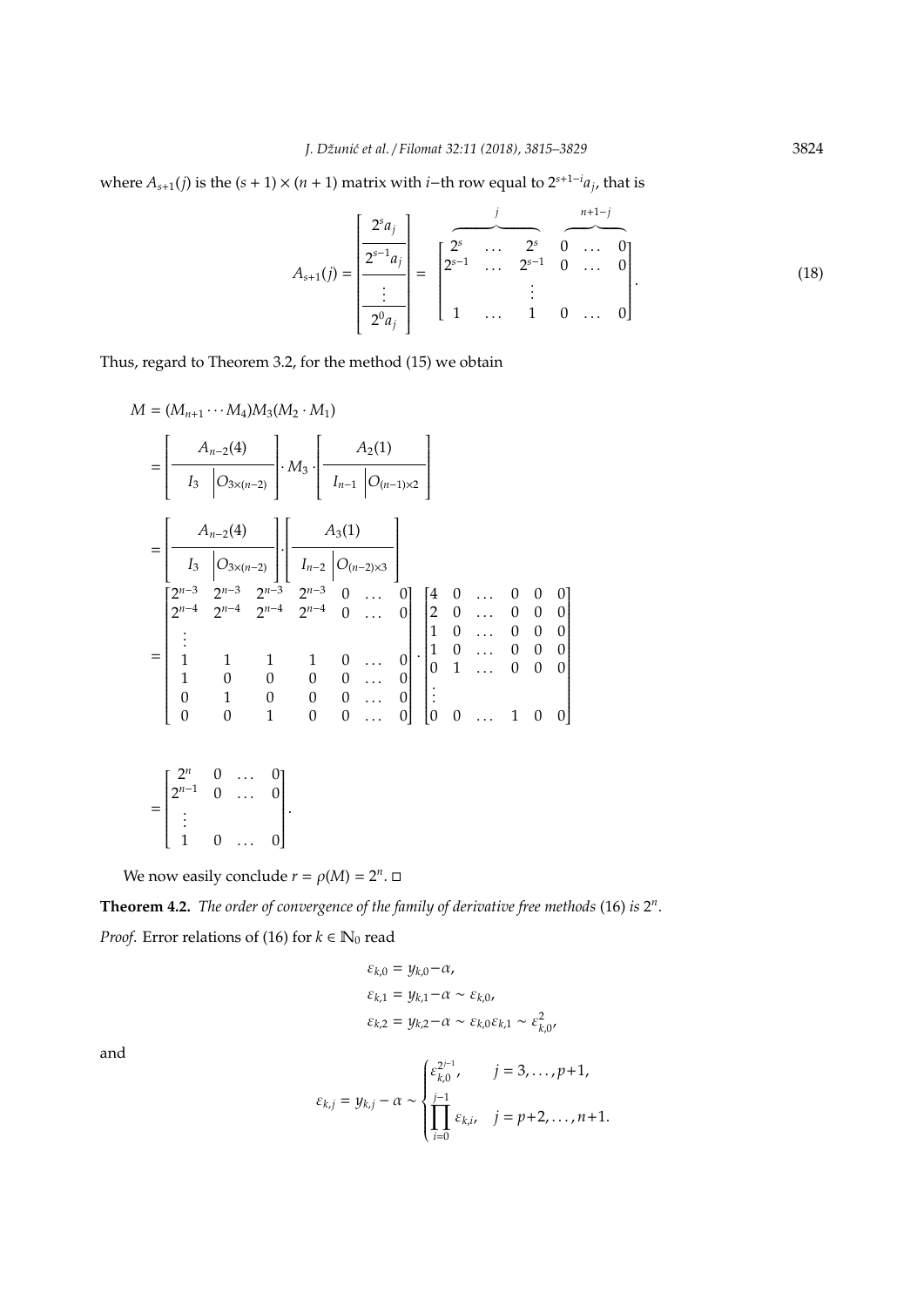where $A_{s+1}(j)$ is the $(s+1)\times(n+1)$ matrix with $i$−th row equal to $2^{s+1-i}a_j$, that is

$$A_{s+1}(j) = \begin{bmatrix} 2^s a_j \\ \hline 2^{s-1} a_j \\ \hline \vdots \\ \hline 2^0 a_j \end{bmatrix} = \begin{bmatrix} \overbrace{2^s \quad \dots \quad 2^s}^{j} & \overbrace{0 \quad \dots \quad 0}^{n+1-j} \\ 2^{s-1} \quad \dots \quad 2^{s-1} & 0 \quad \dots \quad 0 \\ \vdots & \\ 1 \quad \dots \quad 1 & 0 \quad \dots \quad 0 \end{bmatrix}. \tag{18}$$

Thus, regard to Theorem 3.2, for the method (15) we obtain

$$\begin{aligned}
M &= (M_{n+1}\cdots M_4)M_3(M_2\cdot M_1) \\
&= \begin{bmatrix} A_{n-2}(4) \\ \hline I_3 \;\big|\; O_{3\times(n-2)} \end{bmatrix} \cdot M_3 \cdot \begin{bmatrix} A_2(1) \\ \hline I_{n-1} \;\big|\; O_{(n-1)\times 2} \end{bmatrix} \\
&= \begin{bmatrix} A_{n-2}(4) \\ \hline I_3 \;\big|\; O_{3\times(n-2)} \end{bmatrix} \cdot \begin{bmatrix} A_3(1) \\ \hline I_{n-2} \;\big|\; O_{(n-2)\times 3} \end{bmatrix} \\
&= \begin{bmatrix} 2^{n-3} & 2^{n-3} & 2^{n-3} & 2^{n-3} & 0 & \dots & 0 \\ 2^{n-4} & 2^{n-4} & 2^{n-4} & 2^{n-4} & 0 & \dots & 0 \\ \vdots & & & & & & \\ 1 & 1 & 1 & 1 & 0 & \dots & 0 \\ 1 & 0 & 0 & 0 & 0 & \dots & 0 \\ 0 & 1 & 0 & 0 & 0 & \dots & 0 \\ 0 & 0 & 1 & 0 & 0 & \dots & 0 \end{bmatrix} \cdot \begin{bmatrix} 4 & 0 & \dots & 0 & 0 & 0 \\ 2 & 0 & \dots & 0 & 0 & 0 \\ 1 & 0 & \dots & 0 & 0 & 0 \\ 1 & 0 & \dots & 0 & 0 & 0 \\ 0 & 1 & \dots & 0 & 0 & 0 \\ \vdots & & & & & \\ 0 & 0 & \dots & 1 & 0 & 0 \end{bmatrix} \\
&= \begin{bmatrix} 2^n & 0 & \dots & 0 \\ 2^{n-1} & 0 & \dots & 0 \\ \vdots & & & \\ 1 & 0 & \dots & 0 \end{bmatrix}.
\end{aligned}$$

We now easily conclude $r = \rho(M) = 2^n$. □

**Theorem 4.2.** *The order of convergence of the family of derivative free methods* (16) *is* $2^n$.

*Proof.* Error relations of (16) for $k \in \mathbb{N}_0$ read

$$\begin{aligned}
\varepsilon_{k,0} &= y_{k,0} - \alpha, \\
\varepsilon_{k,1} &= y_{k,1} - \alpha \sim \varepsilon_{k,0}, \\
\varepsilon_{k,2} &= y_{k,2} - \alpha \sim \varepsilon_{k,0}\varepsilon_{k,1} \sim \varepsilon_{k,0}^2,
\end{aligned}$$

and

$$\varepsilon_{k,j} = y_{k,j} - \alpha \sim \begin{cases} \varepsilon_{k,0}^{2^{j-1}}, & j = 3,\dots,p+1, \\ \displaystyle\prod_{i=0}^{j-1} \varepsilon_{k,i}, & j = p+2,\dots,n+1. \end{cases}$$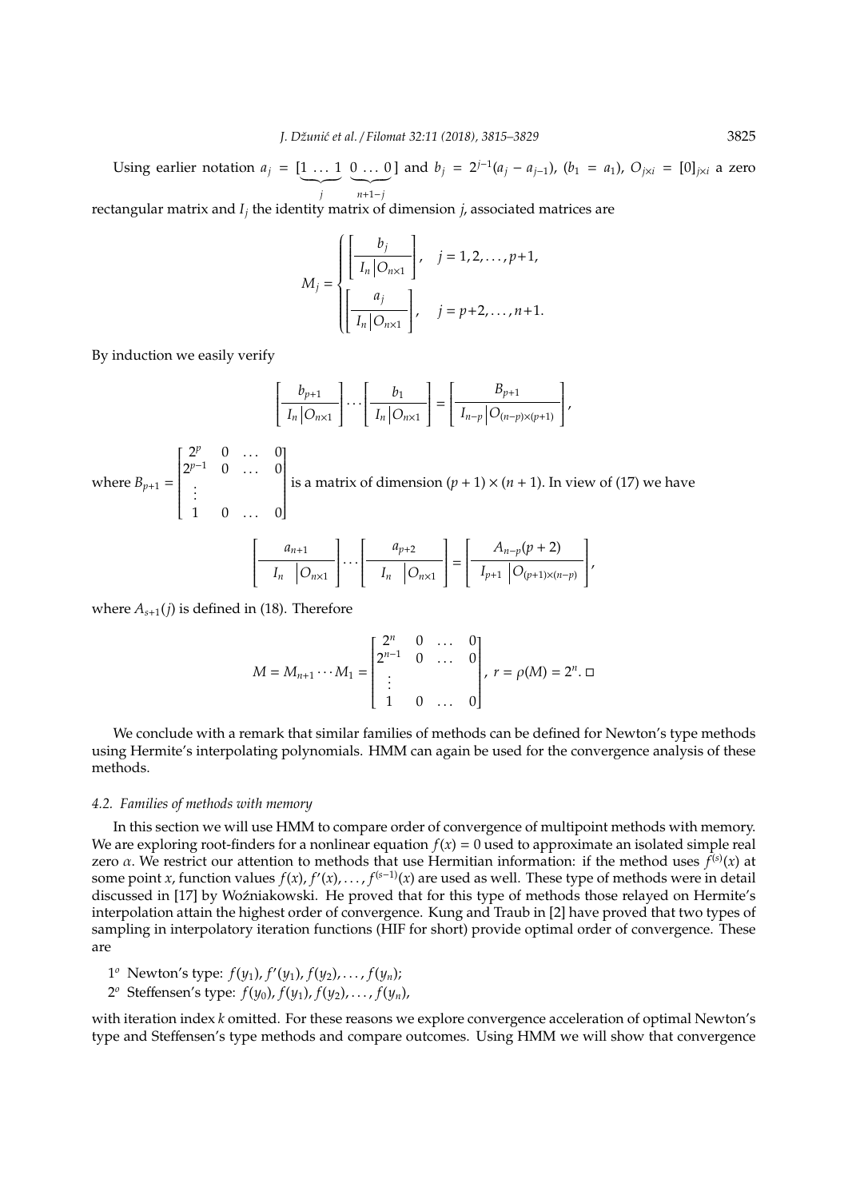Using earlier notation $a_j = [\underbrace{1 \dots 1}_{j} \ \underbrace{0 \dots 0}_{n+1-j}]$ and $b_j = 2^{j-1}(a_j - a_{j-1})$, ($b_1 = a_1$), $O_{j \times i} = [0]_{j \times i}$ a zero rectangular matrix and $I_j$ the identity matrix of dimension $j$, associated matrices are

$$M_j = \begin{cases} \left[ \dfrac{b_j}{I_n \,|\, O_{n \times 1}} \right], & j = 1, 2, \dots, p+1, \\[2ex] \left[ \dfrac{a_j}{I_n \,|\, O_{n \times 1}} \right], & j = p+2, \dots, n+1. \end{cases}$$

By induction we easily verify

$$\left[ \frac{b_{p+1}}{I_n \,|\, O_{n \times 1}} \right] \cdots \left[ \frac{b_1}{I_n \,|\, O_{n \times 1}} \right] = \left[ \frac{B_{p+1}}{I_{n-p} \,|\, O_{(n-p) \times (p+1)}} \right],$$

where $B_{p+1} = \begin{bmatrix} 2^p & 0 & \dots & 0 \\ 2^{p-1} & 0 & \dots & 0 \\ \vdots & & & \\ 1 & 0 & \dots & 0 \end{bmatrix}$ is a matrix of dimension $(p+1) \times (n+1)$. In view of (17) we have

$$\left[ \frac{a_{n+1}}{I_n \,|\, O_{n \times 1}} \right] \cdots \left[ \frac{a_{p+2}}{I_n \,|\, O_{n \times 1}} \right] = \left[ \frac{A_{n-p}(p+2)}{I_{p+1} \,|\, O_{(p+1) \times (n-p)}} \right],$$

where $A_{s+1}(j)$ is defined in (18). Therefore

$$M = M_{n+1} \cdots M_1 = \begin{bmatrix} 2^n & 0 & \dots & 0 \\ 2^{n-1} & 0 & \dots & 0 \\ \vdots & & & \\ 1 & 0 & \dots & 0 \end{bmatrix}, \ r = \rho(M) = 2^n. \ \square$$

We conclude with a remark that similar families of methods can be defined for Newton's type methods using Hermite's interpolating polynomials. HMM can again be used for the convergence analysis of these methods.

### 4.2. Families of methods with memory

In this section we will use HMM to compare order of convergence of multipoint methods with memory. We are exploring root-finders for a nonlinear equation $f(x) = 0$ used to approximate an isolated simple real zero $\alpha$. We restrict our attention to methods that use Hermitian information: if the method uses $f^{(s)}(x)$ at some point $x$, function values $f(x), f'(x), \dots, f^{(s-1)}(x)$ are used as well. These type of methods were in detail discussed in [17] by Woźniakowski. He proved that for this type of methods those relayed on Hermite's interpolation attain the highest order of convergence. Kung and Traub in [2] have proved that two types of sampling in interpolatory iteration functions (HIF for short) provide optimal order of convergence. These are

1º Newton's type: $f(y_1), f'(y_1), f(y_2), \dots, f(y_n)$;

2º Steffensen's type: $f(y_0), f(y_1), f(y_2), \dots, f(y_n)$,

with iteration index $k$ omitted. For these reasons we explore convergence acceleration of optimal Newton's type and Steffensen's type methods and compare outcomes. Using HMM we will show that convergence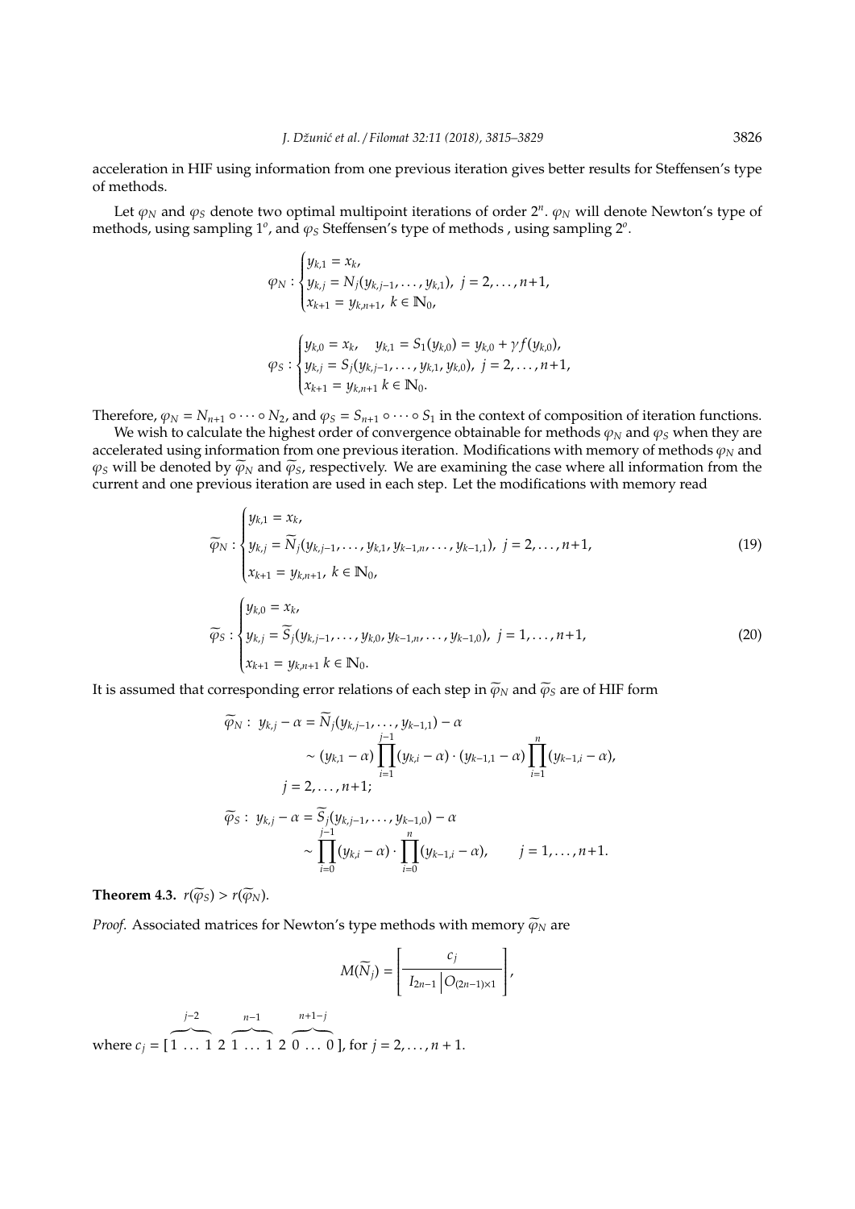acceleration in HIF using information from one previous iteration gives better results for Steffensen's type of methods.

Let $\varphi_N$ and $\varphi_S$ denote two optimal multipoint iterations of order $2^n$. $\varphi_N$ will denote Newton's type of methods, using sampling $1^o$, and $\varphi_S$ Steffensen's type of methods , using sampling $2^o$.

$$\varphi_N : \begin{cases} y_{k,1} = x_k, \\ y_{k,j} = N_j(y_{k,j-1}, \dots, y_{k,1}), \ j = 2, \dots, n+1, \\ x_{k+1} = y_{k,n+1}, \ k \in \mathbb{N}_0, \end{cases}$$

$$\varphi_S : \begin{cases} y_{k,0} = x_k, \quad y_{k,1} = S_1(y_{k,0}) = y_{k,0} + \gamma f(y_{k,0}), \\ y_{k,j} = S_j(y_{k,j-1}, \dots, y_{k,1}, y_{k,0}), \ j = 2, \dots, n+1, \\ x_{k+1} = y_{k,n+1} \ k \in \mathbb{N}_0. \end{cases}$$

Therefore, $\varphi_N = N_{n+1} \circ \cdots \circ N_2$, and $\varphi_S = S_{n+1} \circ \cdots \circ S_1$ in the context of composition of iteration functions.

We wish to calculate the highest order of convergence obtainable for methods $\varphi_N$ and $\varphi_S$ when they are accelerated using information from one previous iteration. Modifications with memory of methods $\varphi_N$ and $\varphi_S$ will be denoted by $\widetilde{\varphi}_N$ and $\widetilde{\varphi}_S$, respectively. We are examining the case where all information from the current and one previous iteration are used in each step. Let the modifications with memory read

$$\widetilde{\varphi}_N : \begin{cases} y_{k,1} = x_k, \\ y_{k,j} = \widetilde{N}_j(y_{k,j-1}, \dots, y_{k,1}, y_{k-1,n}, \dots, y_{k-1,1}), \ j = 2, \dots, n+1, \\ x_{k+1} = y_{k,n+1}, \ k \in \mathbb{N}_0, \end{cases} \tag{19}$$

$$\widetilde{\varphi}_S : \begin{cases} y_{k,0} = x_k, \\ y_{k,j} = \widetilde{S}_j(y_{k,j-1}, \dots, y_{k,0}, y_{k-1,n}, \dots, y_{k-1,0}), \ j = 1, \dots, n+1, \\ x_{k+1} = y_{k,n+1} \ k \in \mathbb{N}_0. \end{cases} \tag{20}$$

It is assumed that corresponding error relations of each step in $\widetilde{\varphi}_N$ and $\widetilde{\varphi}_S$ are of HIF form

$$\begin{aligned} \widetilde{\varphi}_N : \ y_{k,j} - \alpha &= \widetilde{N}_j(y_{k,j-1}, \dots, y_{k-1,1}) - \alpha \\ &\sim (y_{k,1} - \alpha) \prod_{i=1}^{j-1} (y_{k,i} - \alpha) \cdot (y_{k-1,1} - \alpha) \prod_{i=1}^{n} (y_{k-1,i} - \alpha), \\ & j = 2, \dots, n+1; \\ \widetilde{\varphi}_S : \ y_{k,j} - \alpha &= \widetilde{S}_j(y_{k,j-1}, \dots, y_{k-1,0}) - \alpha \\ &\sim \prod_{i=0}^{j-1} (y_{k,i} - \alpha) \cdot \prod_{i=0}^{n} (y_{k-1,i} - \alpha), \qquad j = 1, \dots, n+1. \end{aligned}$$

**Theorem 4.3.** $r(\widetilde{\varphi}_S) > r(\widetilde{\varphi}_N)$.

*Proof.* Associated matrices for Newton's type methods with memory $\widetilde{\varphi}_N$ are

$$M(\widetilde{N}_j) = \left[ \frac{c_j}{I_{2n-1} \, \big| \, O_{(2n-1)\times 1}} \right],$$

where $c_j = [\overbrace{1 \ \dots \ 1}^{j-2} \ 2 \ \overbrace{1 \ \dots \ 1}^{n-1} \ 2 \ \overbrace{0 \ \dots \ 0}^{n+1-j}]$, for $j = 2, \dots, n+1$.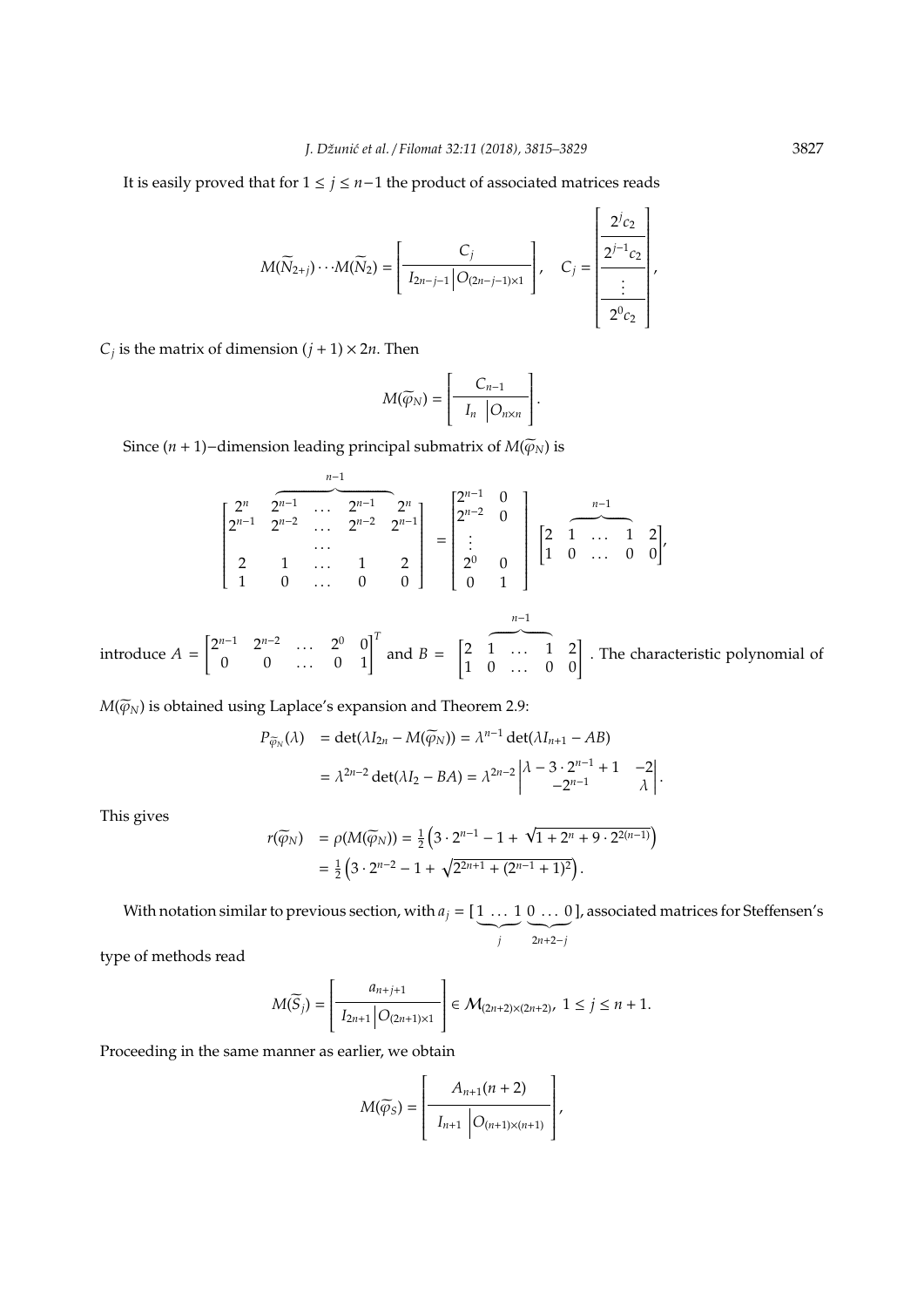It is easily proved that for $1 \le j \le n-1$ the product of associated matrices reads

$$M(\widetilde{N}_{2+j})\cdots M(\widetilde{N}_2) = \left[\begin{array}{c|c} \multicolumn{2}{c}{C_j} \\ \hline I_{2n-j-1} & O_{(2n-j-1)\times 1} \end{array}\right], \quad C_j = \left[\begin{array}{c} 2^j c_2 \\ \hline 2^{j-1} c_2 \\ \hline \vdots \\ \hline 2^0 c_2 \end{array}\right],$$

$C_j$ is the matrix of dimension $(j+1) \times 2n$. Then

$$M(\widetilde{\varphi}_N) = \left[\begin{array}{c|c} \multicolumn{2}{c}{C_{n-1}} \\ \hline I_n & O_{n\times n} \end{array}\right].$$

Since $(n+1)-$dimension leading principal submatrix of $M(\widetilde{\varphi}_N)$ is

$$\begin{bmatrix} 2^n & \overbrace{2^{n-1} \;\; \ldots \;\; 2^{n-1}}^{n-1} & 2^n \\ 2^{n-1} & 2^{n-2} \;\; \ldots \;\; 2^{n-2} & 2^{n-1} \\ & \ldots & \\ 2 & 1 \;\; \ldots \;\; 1 & 2 \\ 1 & 0 \;\; \ldots \;\; 0 & 0 \end{bmatrix} = \begin{bmatrix} 2^{n-1} & 0 \\ 2^{n-2} & 0 \\ \vdots & \\ 2^0 & 0 \\ 0 & 1 \end{bmatrix} \begin{bmatrix} 2 & \overbrace{1 \;\; \ldots \;\; 1}^{n-1} & 2 \\ 1 & 0 \;\; \ldots \;\; 0 & 0 \end{bmatrix},$$

introduce $A = \begin{bmatrix} 2^{n-1} & 2^{n-2} & \ldots & 2^0 & 0 \\ 0 & 0 & \ldots & 0 & 1 \end{bmatrix}^T$ and $B = \begin{bmatrix} 2 & \overbrace{1 \;\; \ldots \;\; 1}^{n-1} & 2 \\ 1 & 0 \;\; \ldots \;\; 0 & 0 \end{bmatrix}$. The characteristic polynomial of $M(\widetilde{\varphi}_N)$ is obtained using Laplace's expansion and Theorem 2.9:

$$\begin{aligned} P_{\widetilde{\varphi}_N}(\lambda) &= \det(\lambda I_{2n} - M(\widetilde{\varphi}_N)) = \lambda^{n-1} \det(\lambda I_{n+1} - AB) \\ &= \lambda^{2n-2} \det(\lambda I_2 - BA) = \lambda^{2n-2} \begin{vmatrix} \lambda - 3 \cdot 2^{n-1} + 1 & -2 \\ -2^{n-1} & \lambda \end{vmatrix}. \end{aligned}$$

This gives

$$\begin{aligned} r(\widetilde{\varphi}_N) &= \rho(M(\widetilde{\varphi}_N)) = \tfrac{1}{2}\left(3 \cdot 2^{n-1} - 1 + \sqrt{1 + 2^n + 9 \cdot 2^{2(n-1)}}\right) \\ &= \tfrac{1}{2}\left(3 \cdot 2^{n-2} - 1 + \sqrt{2^{2n+1} + (2^{n-1}+1)^2}\right). \end{aligned}$$

With notation similar to previous section, with $a_j = [\underbrace{1 \ldots 1}_{j}\ \underbrace{0 \ldots 0}_{2n+2-j}]$, associated matrices for Steffensen's type of methods read

$$M(\widetilde{S}_j) = \left[\begin{array}{c|c} \multicolumn{2}{c}{a_{n+j+1}} \\ \hline I_{2n+1} & O_{(2n+1)\times 1} \end{array}\right] \in \mathcal{M}_{(2n+2)\times(2n+2)},\ 1 \le j \le n+1.$$

Proceeding in the same manner as earlier, we obtain

$$M(\widetilde{\varphi}_S) = \left[\begin{array}{c|c} \multicolumn{2}{c}{A_{n+1}(n+2)} \\ \hline I_{n+1} & O_{(n+1)\times(n+1)} \end{array}\right],$$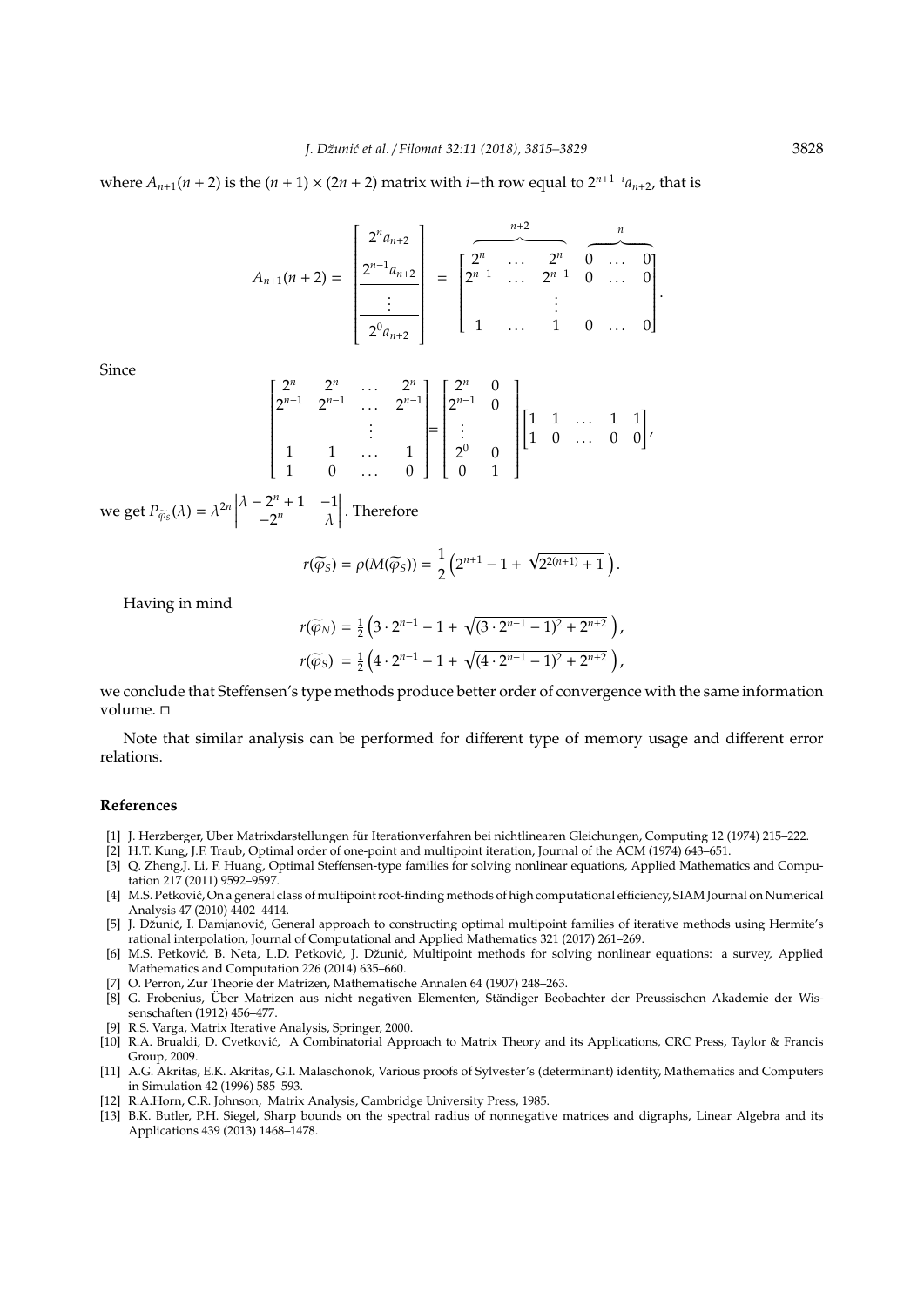where $A_{n+1}(n+2)$ is the $(n+1) \times (2n+2)$ matrix with $i$–th row equal to $2^{n+1-i} a_{n+2}$, that is

$$A_{n+1}(n+2) = \begin{bmatrix} 2^n a_{n+2} \\ \hline 2^{n-1} a_{n+2} \\ \hline \vdots \\ \hline 2^0 a_{n+2} \end{bmatrix} = \begin{bmatrix} \overbrace{2^n \quad \dots \quad 2^n}^{n+2} & \overbrace{0 \quad \dots \quad 0}^{n} \\ 2^{n-1} \quad \dots \quad 2^{n-1} & 0 \quad \dots \quad 0 \\ \vdots & \\ 1 \quad \dots \quad 1 & 0 \quad \dots \quad 0 \end{bmatrix}.$$

Since

$$\begin{bmatrix} 2^n & 2^n & \dots & 2^n \\ 2^{n-1} & 2^{n-1} & \dots & 2^{n-1} \\ & & \vdots & \\ 1 & 1 & \dots & 1 \\ 1 & 0 & \dots & 0 \end{bmatrix} = \begin{bmatrix} 2^n & 0 \\ 2^{n-1} & 0 \\ \vdots & \\ 2^0 & 0 \\ 0 & 1 \end{bmatrix} \begin{bmatrix} 1 & 1 & \dots & 1 & 1 \\ 1 & 0 & \dots & 0 & 0 \end{bmatrix},$$

we get $P_{\widetilde{\varphi}_S}(\lambda) = \lambda^{2n} \begin{vmatrix} \lambda - 2^n + 1 & -1 \\ -2^n & \lambda \end{vmatrix}$. Therefore

$$r(\widetilde{\varphi}_S) = \rho(M(\widetilde{\varphi}_S)) = \frac{1}{2}\left(2^{n+1} - 1 + \sqrt{2^{2(n+1)} + 1}\,\right).$$

Having in mind

$$r(\widetilde{\varphi}_N) = \tfrac{1}{2}\left(3 \cdot 2^{n-1} - 1 + \sqrt{(3 \cdot 2^{n-1} - 1)^2 + 2^{n+2}}\,\right),$$
$$r(\widetilde{\varphi}_S) = \tfrac{1}{2}\left(4 \cdot 2^{n-1} - 1 + \sqrt{(4 \cdot 2^{n-1} - 1)^2 + 2^{n+2}}\,\right),$$

we conclude that Steffensen's type methods produce better order of convergence with the same information volume. □

Note that similar analysis can be performed for different type of memory usage and different error relations.

## References

[1] J. Herzberger, Über Matrixdarstellungen für Iterationverfahren bei nichtlinearen Gleichungen, Computing 12 (1974) 215–222.

[2] H.T. Kung, J.F. Traub, Optimal order of one-point and multipoint iteration, Journal of the ACM (1974) 643–651.

[3] Q. Zheng,J. Li, F. Huang, Optimal Steffensen-type families for solving nonlinear equations, Applied Mathematics and Computation 217 (2011) 9592–9597.

[4] M.S. Petković, On a general class of multipoint root-finding methods of high computational efficiency, SIAM Journal on Numerical Analysis 47 (2010) 4402–4414.

[5] J. Džunić, I. Damjanović, General approach to constructing optimal multipoint families of iterative methods using Hermite's rational interpolation, Journal of Computational and Applied Mathematics 321 (2017) 261–269.

[6] M.S. Petković, B. Neta, L.D. Petković, J. Džunić, Multipoint methods for solving nonlinear equations: a survey, Applied Mathematics and Computation 226 (2014) 635–660.

[7] O. Perron, Zur Theorie der Matrizen, Mathematische Annalen 64 (1907) 248–263.

[8] G. Frobenius, Über Matrizen aus nicht negativen Elementen, Ständiger Beobachter der Preussischen Akademie der Wissenschaften (1912) 456–477.

[9] R.S. Varga, Matrix Iterative Analysis, Springer, 2000.

[10] R.A. Brualdi, D. Cvetković, A Combinatorial Approach to Matrix Theory and its Applications, CRC Press, Taylor & Francis Group, 2009.

[11] A.G. Akritas, E.K. Akritas, G.I. Malaschonok, Various proofs of Sylvester's (determinant) identity, Mathematics and Computers in Simulation 42 (1996) 585–593.

[12] R.A.Horn, C.R. Johnson, Matrix Analysis, Cambridge University Press, 1985.

[13] B.K. Butler, P.H. Siegel, Sharp bounds on the spectral radius of nonnegative matrices and digraphs, Linear Algebra and its Applications 439 (2013) 1468–1478.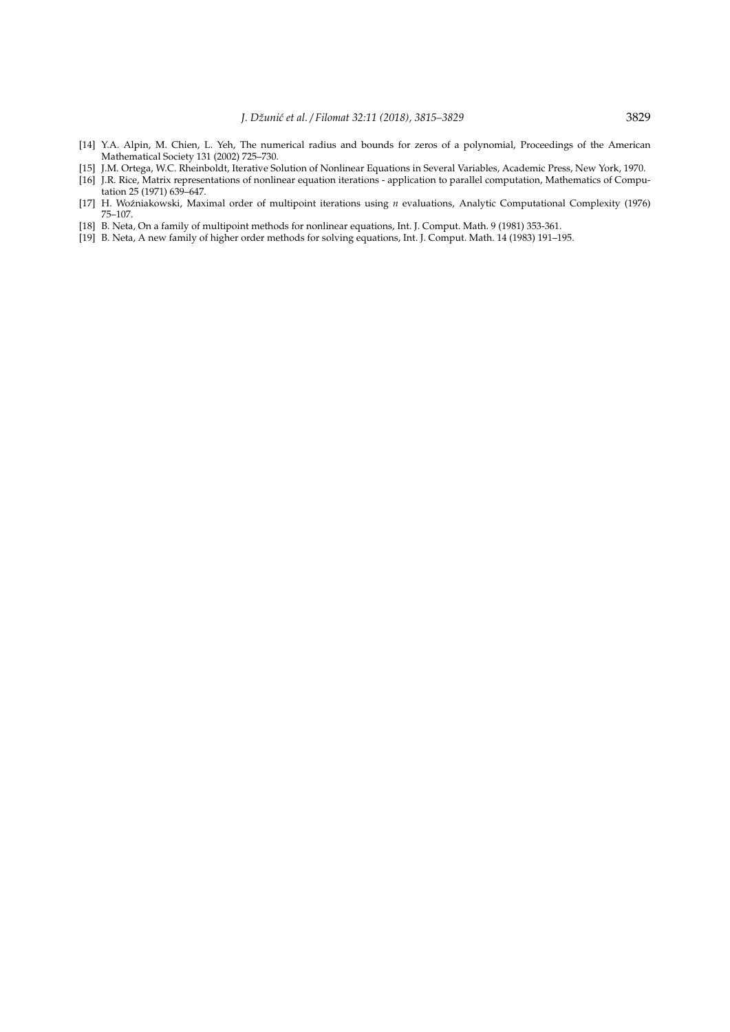[14] Y.A. Alpin, M. Chien, L. Yeh, The numerical radius and bounds for zeros of a polynomial, Proceedings of the American Mathematical Society 131 (2002) 725–730.

[15] J.M. Ortega, W.C. Rheinboldt, Iterative Solution of Nonlinear Equations in Several Variables, Academic Press, New York, 1970.

[16] J.R. Rice, Matrix representations of nonlinear equation iterations - application to parallel computation, Mathematics of Computation 25 (1971) 639–647.

[17] H. Woźniakowski, Maximal order of multipoint iterations using $n$ evaluations, Analytic Computational Complexity (1976) 75–107.

[18] B. Neta, On a family of multipoint methods for nonlinear equations, Int. J. Comput. Math. 9 (1981) 353-361.

[19] B. Neta, A new family of higher order methods for solving equations, Int. J. Comput. Math. 14 (1983) 191–195.